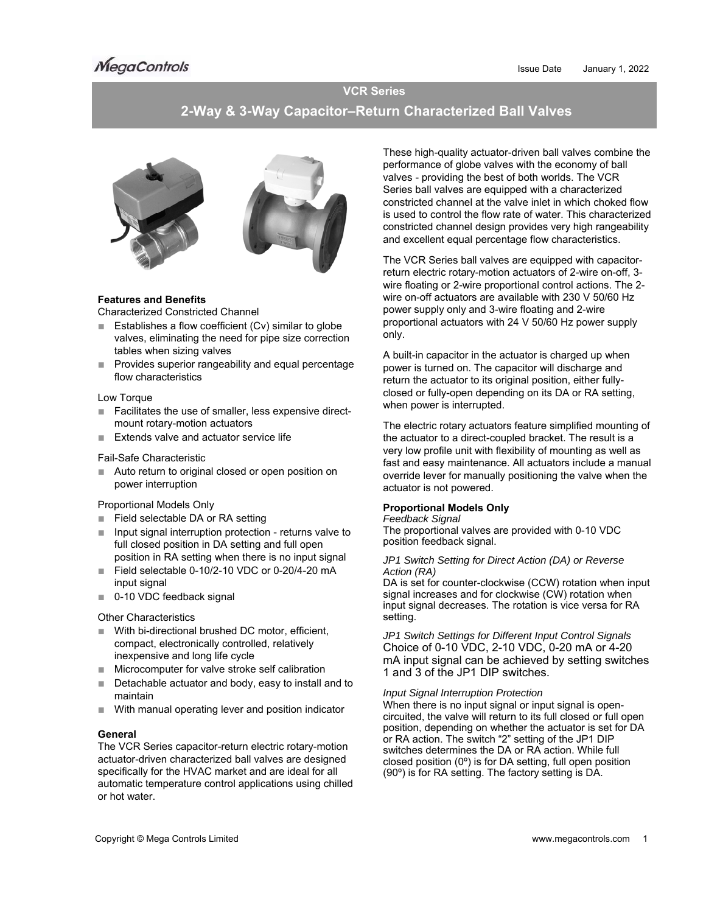MegaControls

Issue Date January 1, 2022

# VCR Series

## 2-Way & 3-Way Capacitor–Return Characterized Ball Valves

### Features and Benefits

Characterized Constricted Channel

- Establishes a flow coefficient (Cv) similar to globe valves, eliminating the need for pipe size correction tables when sizing valves
- Provides superior rangeability and equal percentage flow characteristics

Low Torque

- Facilitates the use of smaller, less expensive direct-mount rotary-motion actuators
- Extends valve and actuator service life

Fail-Safe Characteristic

- Auto return to original closed or open position on power interruption

Proportional Models Only

- Field selectable DA or RA setting
- Input signal interruption protection - returns valve to full closed position in DA setting and full open position in RA setting when there is no input signal
- Field selectable 0-10/2-10 VDC or 0-20/4-20 mA input signal
- 0-10 VDC feedback signal

Other Characteristics

- With bi-directional brushed DC motor, efficient, compact, electronically controlled, relatively inexpensive and long life cycle
- Microcomputer for valve stroke self calibration
- Detachable actuator and body, easy to install and to maintain
- With manual operating lever and position indicator

### General

The VCR Series capacitor-return electric rotary-motion actuator-driven characterized ball valves are designed specifically for the HVAC market and are ideal for all automatic temperature control applications using chilled or hot water.

These high-quality actuator-driven ball valves combine the performance of globe valves with the economy of ball valves - providing the best of both worlds. The VCR Series ball valves are equipped with a characterized constricted channel at the valve inlet in which choked flow is used to control the flow rate of water. This characterized constricted channel design provides very high rangeability and excellent equal percentage flow characteristics.

The VCR Series ball valves are equipped with capacitor-return electric rotary-motion actuators of 2-wire on-off, 3-wire floating or 2-wire proportional control actions. The 2-wire on-off actuators are available with 230 V 50/60 Hz power supply only and 3-wire floating and 2-wire proportional actuators with 24 V 50/60 Hz power supply only.

A built-in capacitor in the actuator is charged up when power is turned on. The capacitor will discharge and return the actuator to its original position, either fully-closed or fully-open depending on its DA or RA setting, when power is interrupted.

The electric rotary actuators feature simplified mounting of the actuator to a direct-coupled bracket. The result is a very low profile unit with flexibility of mounting as well as fast and easy maintenance. All actuators include a manual override lever for manually positioning the valve when the actuator is not powered.

### Proportional Models Only

*Feedback Signal*

The proportional valves are provided with 0-10 VDC position feedback signal.

*JP1 Switch Setting for Direct Action (DA) or Reverse Action (RA)*

DA is set for counter-clockwise (CCW) rotation when input signal increases and for clockwise (CW) rotation when input signal decreases. The rotation is vice versa for RA setting.

*JP1 Switch Settings for Different Input Control Signals*

Choice of 0-10 VDC, 2-10 VDC, 0-20 mA or 4-20 mA input signal can be achieved by setting switches 1 and 3 of the JP1 DIP switches.

*Input Signal Interruption Protection*

When there is no input signal or input signal is open-circuited, the valve will return to its full closed or full open position, depending on whether the actuator is set for DA or RA action. The switch "2" setting of the JP1 DIP switches determines the DA or RA action. While full closed position (0º) is for DA setting, full open position (90º) is for RA setting. The factory setting is DA.

Copyright © Mega Controls Limited www.megacontrols.com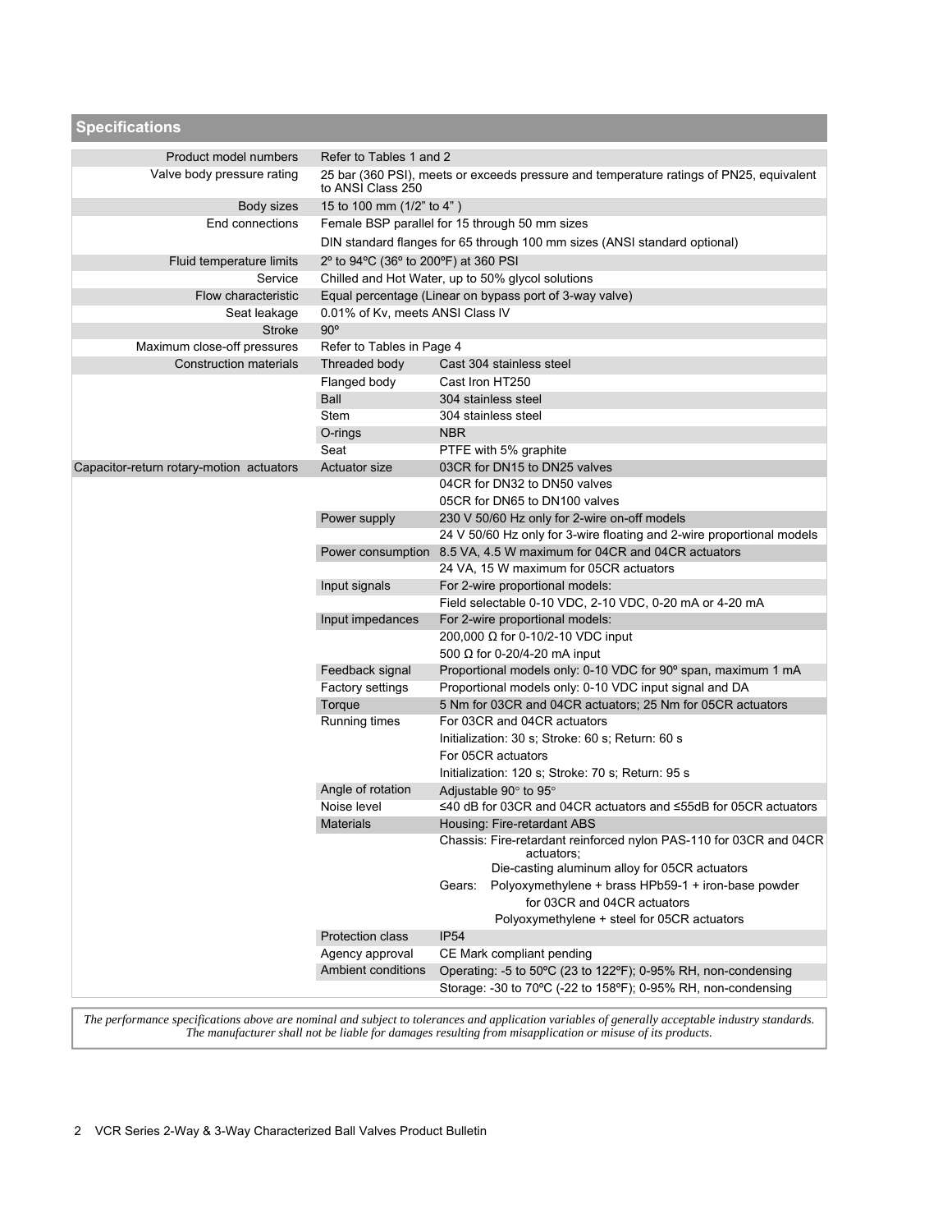## Specifications

| | | |
|---|---|---|
| Product model numbers | Refer to Tables 1 and 2 | |
| Valve body pressure rating | 25 bar (360 PSI), meets or exceeds pressure and temperature ratings of PN25, equivalent to ANSI Class 250 | |
| Body sizes | 15 to 100 mm (1/2" to 4" ) | |
| End connections | Female BSP parallel for 15 through 50 mm sizes | |
| | DIN standard flanges for 65 through 100 mm sizes (ANSI standard optional) | |
| Fluid temperature limits | 2º to 94ºC (36º to 200ºF) at 360 PSI | |
| Service | Chilled and Hot Water, up to 50% glycol solutions | |
| Flow characteristic | Equal percentage (Linear on bypass port of 3-way valve) | |
| Seat leakage | 0.01% of Kv, meets ANSI Class IV | |
| Stroke | 90º | |
| Maximum close-off pressures | Refer to Tables in Page 4 | |
| Construction materials | Threaded body | Cast 304 stainless steel |
| | Flanged body | Cast Iron HT250 |
| | Ball | 304 stainless steel |
| | Stem | 304 stainless steel |
| | O-rings | NBR |
| | Seat | PTFE with 5% graphite |
| Capacitor-return rotary-motion actuators | Actuator size | 03CR for DN15 to DN25 valves |
| | | 04CR for DN32 to DN50 valves |
| | | 05CR for DN65 to DN100 valves |
| | Power supply | 230 V 50/60 Hz only for 2-wire on-off models |
| | | 24 V 50/60 Hz only for 3-wire floating and 2-wire proportional models |
| | Power consumption | 8.5 VA, 4.5 W maximum for 04CR and 04CR actuators |
| | | 24 VA, 15 W maximum for 05CR actuators |
| | Input signals | For 2-wire proportional models: |
| | | Field selectable 0-10 VDC, 2-10 VDC, 0-20 mA or 4-20 mA |
| | Input impedances | For 2-wire proportional models: |
| | | 200,000 Ω for 0-10/2-10 VDC input |
| | | 500 Ω for 0-20/4-20 mA input |
| | Feedback signal | Proportional models only: 0-10 VDC for 90º span, maximum 1 mA |
| | Factory settings | Proportional models only: 0-10 VDC input signal and DA |
| | Torque | 5 Nm for 03CR and 04CR actuators; 25 Nm for 05CR actuators |
| | Running times | For 03CR and 04CR actuators |
| | | Initialization: 30 s; Stroke: 60 s; Return: 60 s |
| | | For 05CR actuators |
| | | Initialization: 120 s; Stroke: 70 s; Return: 95 s |
| | Angle of rotation | Adjustable 90° to 95° |
| | Noise level | ≤40 dB for 03CR and 04CR actuators and ≤55dB for 05CR actuators |
| | Materials | Housing: Fire-retardant ABS |
| | | Chassis: Fire-retardant reinforced nylon PAS-110 for 03CR and 04CR actuators; Die-casting aluminum alloy for 05CR actuators |
| | | Gears: Polyoxymethylene + brass HPb59-1 + iron-base powder for 03CR and 04CR actuators; Polyoxymethylene + steel for 05CR actuators |
| | Protection class | IP54 |
| | Agency approval | CE Mark compliant pending |
| | Ambient conditions | Operating: -5 to 50ºC (23 to 122ºF); 0-95% RH, non-condensing |
| | | Storage: -30 to 70ºC (-22 to 158ºF); 0-95% RH, non-condensing |

*The performance specifications above are nominal and subject to tolerances and application variables of generally acceptable industry standards. The manufacturer shall not be liable for damages resulting from misapplication or misuse of its products.*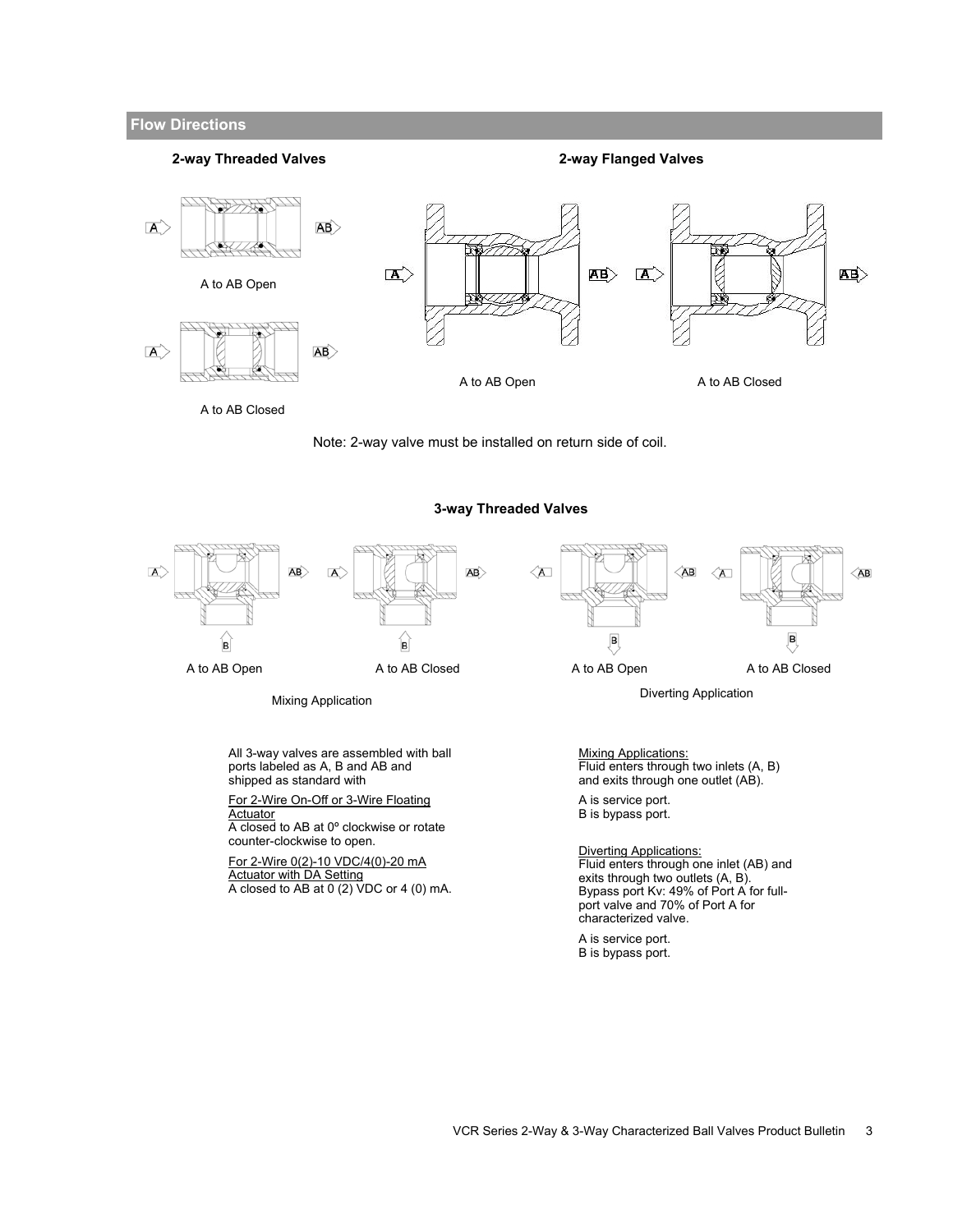## Flow Directions

**2-way Threaded Valves**

A to AB Open

A to AB Closed

**2-way Flanged Valves**

A to AB Open

A to AB Closed

Note: 2-way valve must be installed on return side of coil.

**3-way Threaded Valves**

A to AB Open

A to AB Closed

Mixing Application

A to AB Open

A to AB Closed

Diverting Application

All 3-way valves are assembled with ball ports labeled as A, B and AB and shipped as standard with

For 2-Wire On-Off or 3-Wire Floating Actuator
A closed to AB at 0º clockwise or rotate counter-clockwise to open.

For 2-Wire 0(2)-10 VDC/4(0)-20 mA Actuator with DA Setting
A closed to AB at 0 (2) VDC or 4 (0) mA.

Mixing Applications:
Fluid enters through two inlets (A, B) and exits through one outlet (AB).

A is service port.
B is bypass port.

Diverting Applications:
Fluid enters through one inlet (AB) and exits through two outlets (A, B). Bypass port Kv: 49% of Port A for full-port valve and 70% of Port A for characterized valve.

A is service port.
B is bypass port.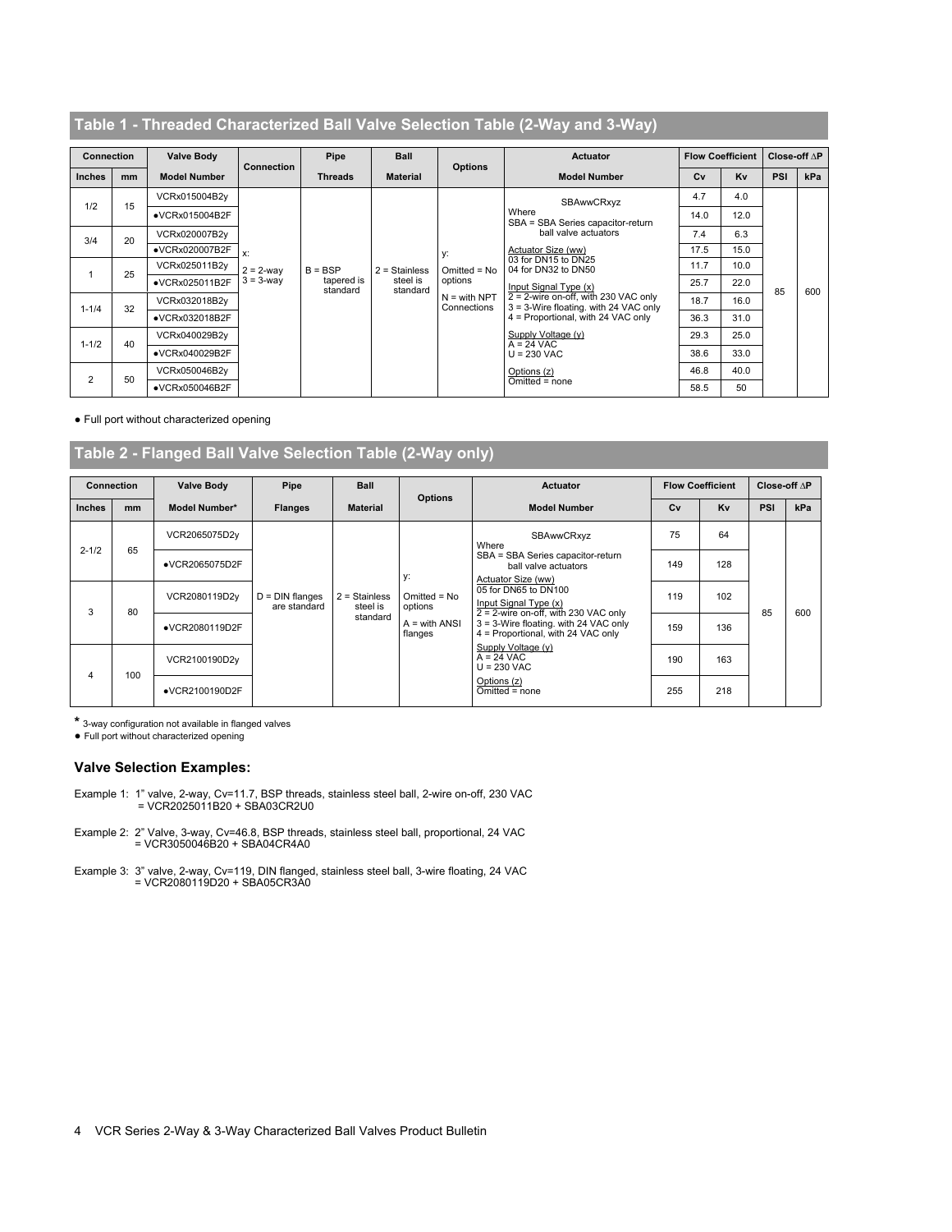## Table 1 - Threaded Characterized Ball Valve Selection Table (2-Way and 3-Way)

| Connection | | Valve Body | Connection | Pipe | Ball | Options | Actuator | Flow Coefficient | | Close-off ∆P | |
|---|---|---|---|---|---|---|---|---|---|---|---|
| Inches | mm | Model Number | | Threads | Material | | Model Number | Cv | Kv | PSI | kPa |
| 1/2 | 15 | VCRx015004B2y | x:<br>2 = 2-way<br>3 = 3-way | B = BSP tapered is standard | 2 = Stainless steel is standard | y:<br>Omitted = No options<br>N = with NPT Connections | SBAwwCRxyz<br>Where<br>SBA = SBA Series capacitor-return ball valve actuators<br>Actuator Size (ww)<br>03 for DN15 to DN25<br>04 for DN32 to DN50<br>Input Signal Type (x)<br>2 = 2-wire on-off, with 230 VAC only<br>3 = 3-Wire floating. with 24 VAC only<br>4 = Proportional, with 24 VAC only<br>Supply Voltage (y)<br>A = 24 VAC<br>U = 230 VAC<br>Options (z)<br>Omitted = none | 4.7 | 4.0 | 85 | 600 |
| | | ●VCRx015004B2F | | | | | | 14.0 | 12.0 | | |
| 3/4 | 20 | VCRx020007B2y | | | | | | 7.4 | 6.3 | | |
| | | ●VCRx020007B2F | | | | | | 17.5 | 15.0 | | |
| 1 | 25 | VCRx025011B2y | | | | | | 11.7 | 10.0 | | |
| | | ●VCRx025011B2F | | | | | | 25.7 | 22.0 | | |
| 1-1/4 | 32 | VCRx032018B2y | | | | | | 18.7 | 16.0 | | |
| | | ●VCRx032018B2F | | | | | | 36.3 | 31.0 | | |
| 1-1/2 | 40 | VCRx040029B2y | | | | | | 29.3 | 25.0 | | |
| | | ●VCRx040029B2F | | | | | | 38.6 | 33.0 | | |
| 2 | 50 | VCRx050046B2y | | | | | | 46.8 | 40.0 | | |
| | | ●VCRx050046B2F | | | | | | 58.5 | 50 | | |

● Full port without characterized opening

## Table 2 - Flanged Ball Valve Selection Table (2-Way only)

| Connection | | Valve Body | Pipe | Ball | Options | Actuator | Flow Coefficient | | Close-off ∆P | |
|---|---|---|---|---|---|---|---|---|---|---|
| Inches | mm | Model Number* | Flanges | Material | | Model Number | Cv | Kv | PSI | kPa |
| 2-1/2 | 65 | VCR2065075D2y | D = DIN flanges are standard | 2 = Stainless steel is standard | y:<br>Omitted = No options<br>A = with ANSI flanges | SBAwwCRxyz<br>Where<br>SBA = SBA Series capacitor-return ball valve actuators<br>Actuator Size (ww)<br>05 for DN65 to DN100<br>Input Signal Type (x)<br>2 = 2-wire on-off, with 230 VAC only<br>3 = 3-Wire floating. with 24 VAC only<br>4 = Proportional, with 24 VAC only<br>Supply Voltage (y)<br>A = 24 VAC<br>U = 230 VAC<br>Options (z)<br>Omitted = none | 75 | 64 | 85 | 600 |
| | | ●VCR2065075D2F | | | | | 149 | 128 | | |
| 3 | 80 | VCR2080119D2y | | | | | 119 | 102 | | |
| | | ●VCR2080119D2F | | | | | 159 | 136 | | |
| 4 | 100 | VCR2100190D2y | | | | | 190 | 163 | | |
| | | ●VCR2100190D2F | | | | | 255 | 218 | | |

* 3-way configuration not available in flanged valves

● Full port without characterized opening

### Valve Selection Examples:

Example 1: 1" valve, 2-way, Cv=11.7, BSP threads, stainless steel ball, 2-wire on-off, 230 VAC
= VCR2025011B20 + SBA03CR2U0

Example 2: 2" Valve, 3-way, Cv=46.8, BSP threads, stainless steel ball, proportional, 24 VAC
= VCR3050046B20 + SBA04CR4A0

Example 3: 3" valve, 2-way, Cv=119, DIN flanged, stainless steel ball, 3-wire floating, 24 VAC
= VCR2080119D20 + SBA05CR3A0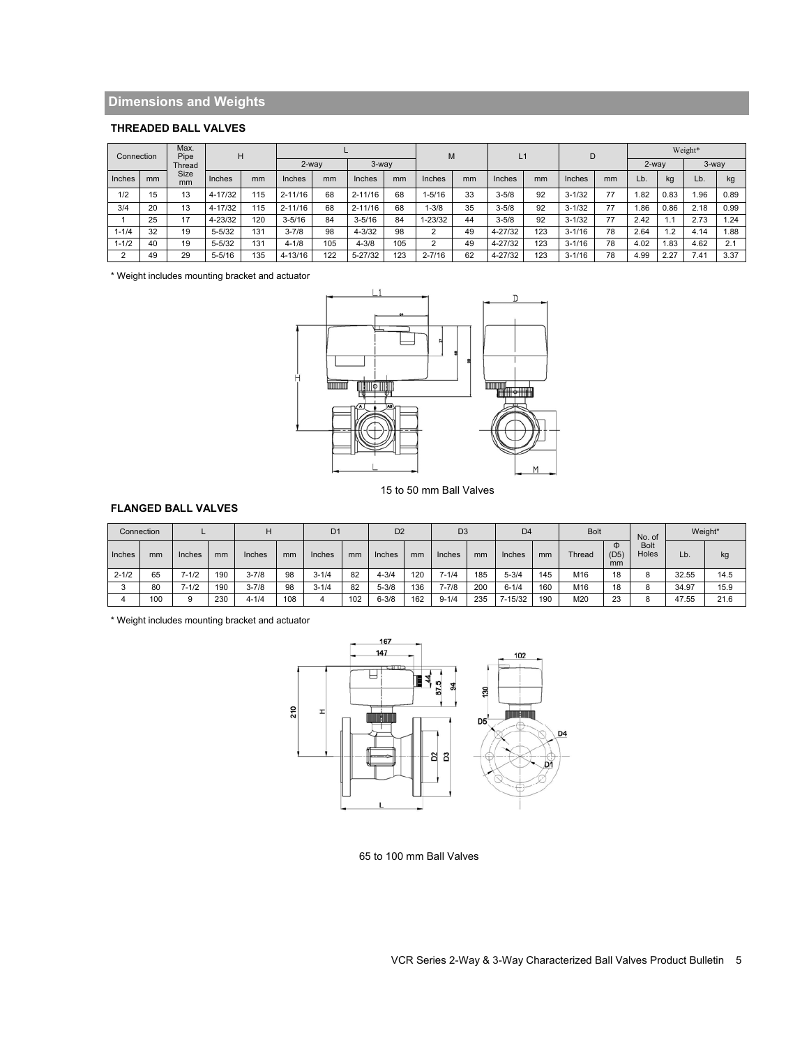## Dimensions and Weights

### THREADED BALL VALVES

| Connection | | Max. Pipe Thread Size mm | H | | L | | | | M | | L1 | | D | | Weight* | | | |
|---|---|---|---|---|---|---|---|---|---|---|---|---|---|---|---|---|---|---|
| | | | | | 2-way | | 3-way | | | | | | | | 2-way | | 3-way | |
| Inches | mm | | Inches | mm | Inches | mm | Inches | mm | Inches | mm | Inches | mm | Inches | mm | Lb. | kg | Lb. | kg |
| 1/2 | 15 | 13 | 4-17/32 | 115 | 2-11/16 | 68 | 2-11/16 | 68 | 1-5/16 | 33 | 3-5/8 | 92 | 3-1/32 | 77 | 1.82 | 0.83 | 1.96 | 0.89 |
| 3/4 | 20 | 13 | 4-17/32 | 115 | 2-11/16 | 68 | 2-11/16 | 68 | 1-3/8 | 35 | 3-5/8 | 92 | 3-1/32 | 77 | 1.86 | 0.86 | 2.18 | 0.99 |
| 1 | 25 | 17 | 4-23/32 | 120 | 3-5/16 | 84 | 3-5/16 | 84 | 1-23/32 | 44 | 3-5/8 | 92 | 3-1/32 | 77 | 2.42 | 1.1 | 2.73 | 1.24 |
| 1-1/4 | 32 | 19 | 5-5/32 | 131 | 3-7/8 | 98 | 4-3/32 | 98 | 2 | 49 | 4-27/32 | 123 | 3-1/16 | 78 | 2.64 | 1.2 | 4.14 | 1.88 |
| 1-1/2 | 40 | 19 | 5-5/32 | 131 | 4-1/8 | 105 | 4-3/8 | 105 | 2 | 49 | 4-27/32 | 123 | 3-1/16 | 78 | 4.02 | 1.83 | 4.62 | 2.1 |
| 2 | 49 | 29 | 5-5/16 | 135 | 4-13/16 | 122 | 5-27/32 | 123 | 2-7/16 | 62 | 4-27/32 | 123 | 3-1/16 | 78 | 4.99 | 2.27 | 7.41 | 3.37 |

\* Weight includes mounting bracket and actuator

15 to 50 mm Ball Valves

### FLANGED BALL VALVES

| Connection | | L | | H | | D1 | | D2 | | D3 | | D4 | | Bolt | | No. of Bolt Holes | Weight* | |
|---|---|---|---|---|---|---|---|---|---|---|---|---|---|---|---|---|---|---|
| Inches | mm | Inches | mm | Inches | mm | Inches | mm | Inches | mm | Inches | mm | Inches | mm | Thread | Φ (D5) mm | | Lb. | kg |
| 2-1/2 | 65 | 7-1/2 | 190 | 3-7/8 | 98 | 3-1/4 | 82 | 4-3/4 | 120 | 7-1/4 | 185 | 5-3/4 | 145 | M16 | 18 | 8 | 32.55 | 14.5 |
| 3 | 80 | 7-1/2 | 190 | 3-7/8 | 98 | 3-1/4 | 82 | 5-3/8 | 136 | 7-7/8 | 200 | 6-1/4 | 160 | M16 | 18 | 8 | 34.97 | 15.9 |
| 4 | 100 | 9 | 230 | 4-1/4 | 108 | 4 | 102 | 6-3/8 | 162 | 9-1/4 | 235 | 7-15/32 | 190 | M20 | 23 | 8 | 47.55 | 21.6 |

\* Weight includes mounting bracket and actuator

65 to 100 mm Ball Valves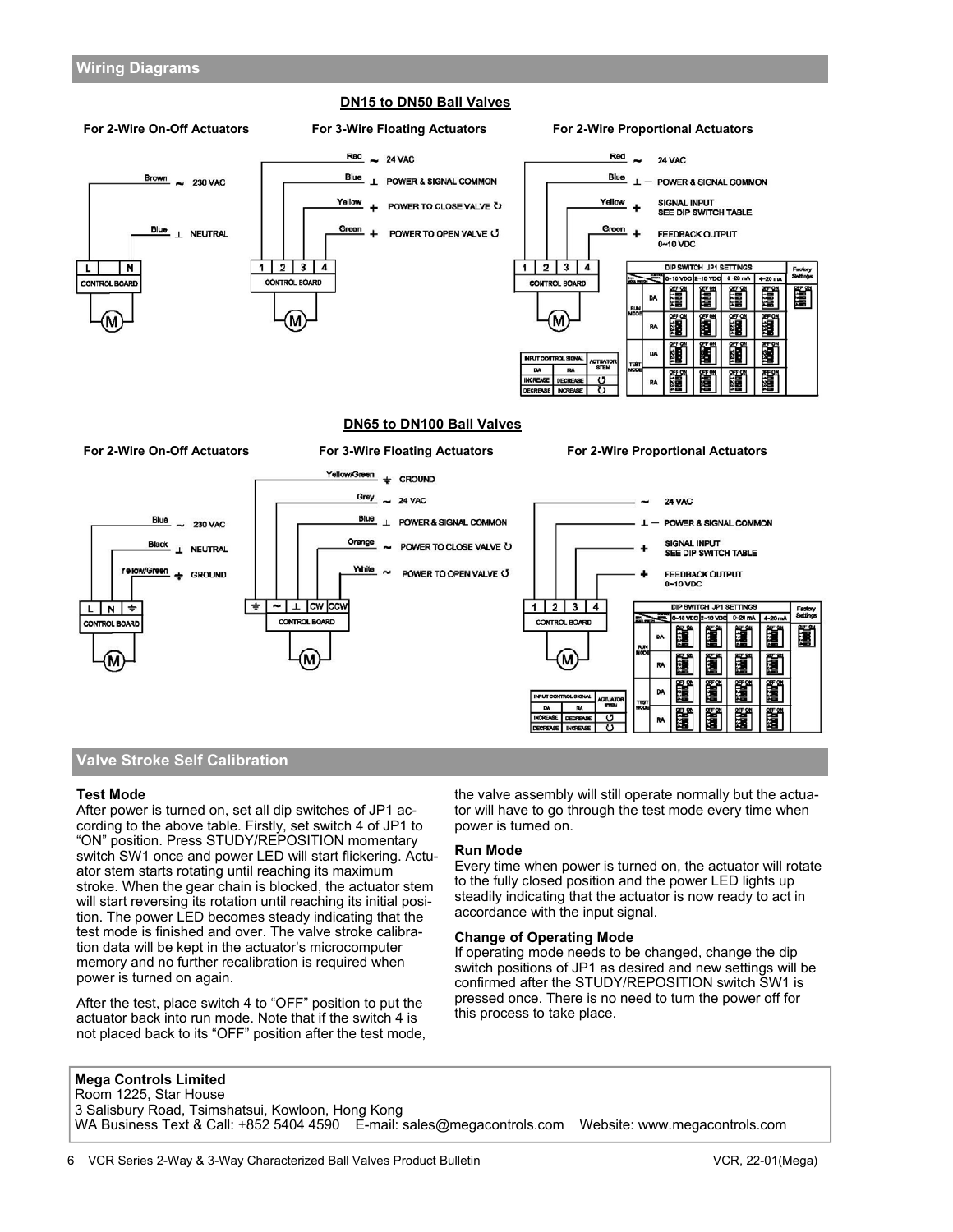## Wiring Diagrams

### DN15 to DN50 Ball Valves

**For 2-Wire On-Off Actuators**

Brown ~ 230 VAC

Blue ⊥ NEUTRAL

L N
CONTROL BOARD
M

**For 3-Wire Floating Actuators**

Red ~ 24 VAC

Blue ⊥ POWER & SIGNAL COMMON

Yellow + POWER TO CLOSE VALVE ↻

Green + POWER TO OPEN VALVE ↺

1 2 3 4
CONTROL BOARD
M

**For 2-Wire Proportional Actuators**

Red ~ 24 VAC

Blue ⊥ — POWER & SIGNAL COMMON

Yellow + SIGNAL INPUT SEE DIP SWITCH TABLE

Green + FEEDBACK OUTPUT 0~10 VDC

1 2 3 4
CONTROL BOARD
M

| INPUT CONTROL SIGNAL | | ACTUATOR STEM |
|---|---|---|
| DA | RA | |
| INCREASE | DECREASE | ↺ |
| DECREASE | INCREASE | ↻ |

DIP SWITCH JP1 SETTINGS: 0~10 VDC, 2~10 VDC, 0~20 mA, 4~20 mA; RUN MODE (DA, RA); TEST MODE (DA, RA); Factory Settings

### DN65 to DN100 Ball Valves

**For 2-Wire On-Off Actuators**

Blue ~ 230 VAC

Black ⊥ NEUTRAL

Yellow/Green ⏚ GROUND

L N ⏚
CONTROL BOARD
M

**For 3-Wire Floating Actuators**

Yellow/Green ⏚ GROUND

Grey ~ 24 VAC

Blue ⊥ POWER & SIGNAL COMMON

Orange ~ POWER TO CLOSE VALVE ↻

White ~ POWER TO OPEN VALVE ↺

⏚ ~ ⊥ CW CCW
CONTROL BOARD
M

**For 2-Wire Proportional Actuators**

~ 24 VAC

⊥ — POWER & SIGNAL COMMON

+ SIGNAL INPUT SEE DIP SWITCH TABLE

+ FEEDBACK OUTPUT 0~10 VDC

1 2 3 4
CONTROL BOARD
M

| INPUT CONTROL SIGNAL | | ACTUATOR STEM |
|---|---|---|
| DA | RA | |
| INCREASE | DECREASE | ↺ |
| DECREASE | INCREASE | ↻ |

DIP SWITCH JP1 SETTINGS: 0~10 VDC, 2~10 VDC, 0~20 mA, 4~20 mA; RUN MODE (DA, RA); TEST MODE (DA, RA); Factory Settings

## Valve Stroke Self Calibration

**Test Mode**

After power is turned on, set all dip switches of JP1 according to the above table. Firstly, set switch 4 of JP1 to "ON" position. Press STUDY/REPOSITION momentary switch SW1 once and power LED will start flickering. Actuator stem starts rotating until reaching its maximum stroke. When the gear chain is blocked, the actuator stem will start reversing its rotation until reaching its initial position. The power LED becomes steady indicating that the test mode is finished and over. The valve stroke calibration data will be kept in the actuator's microcomputer memory and no further recalibration is required when power is turned on again.

After the test, place switch 4 to "OFF" position to put the actuator back into run mode. Note that if the switch 4 is not placed back to its "OFF" position after the test mode, the valve assembly will still operate normally but the actuator will have to go through the test mode every time when power is turned on.

**Run Mode**

Every time when power is turned on, the actuator will rotate to the fully closed position and the power LED lights up steadily indicating that the actuator is now ready to act in accordance with the input signal.

**Change of Operating Mode**

If operating mode needs to be changed, change the dip switch positions of JP1 as desired and new settings will be confirmed after the STUDY/REPOSITION switch SW1 is pressed once. There is no need to turn the power off for this process to take place.

**Mega Controls Limited**
Room 1225, Star House
3 Salisbury Road, Tsimshatsui, Kowloon, Hong Kong
WA Business Text & Call: +852 5404 4590 E-mail: sales@megacontrols.com Website: www.megacontrols.com